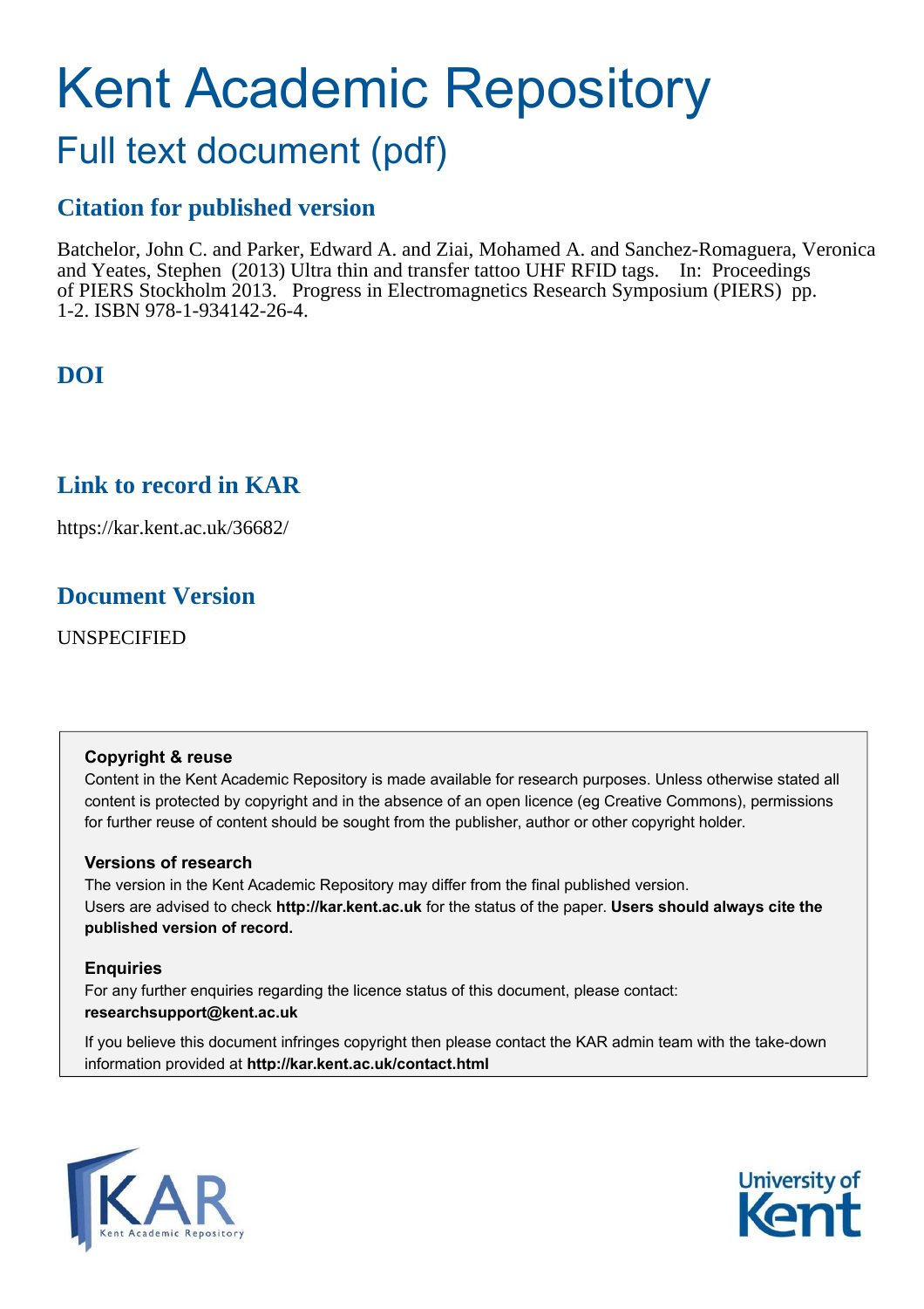# Kent Academic Repository

## Full text document (pdf)

### Citation for published version

Batchelor, John C. and Parker, Edward A. and Ziai, Mohamed A. and Sanchez-Romaguera, Veronica and Yeates, Stephen (2013) Ultra thin and transfer tattoo UHF RFID tags. In: Proceedings of PIERS Stockholm 2013. Progress in Electromagnetics Research Symposium (PIERS) pp. 1-2. ISBN 978-1-934142-26-4.

### DOI

### Link to record in KAR

https://kar.kent.ac.uk/36682/

### Document Version

UNSPECIFIED

**Copyright & reuse**

Content in the Kent Academic Repository is made available for research purposes. Unless otherwise stated all content is protected by copyright and in the absence of an open licence (eg Creative Commons), permissions for further reuse of content should be sought from the publisher, author or other copyright holder.

**Versions of research**

The version in the Kent Academic Repository may differ from the final published version. Users are advised to check **http://kar.kent.ac.uk** for the status of the paper. **Users should always cite the published version of record.**

**Enquiries**

For any further enquiries regarding the licence status of this document, please contact: **researchsupport@kent.ac.uk**

If you believe this document infringes copyright then please contact the KAR admin team with the take-down information provided at **http://kar.kent.ac.uk/contact.html**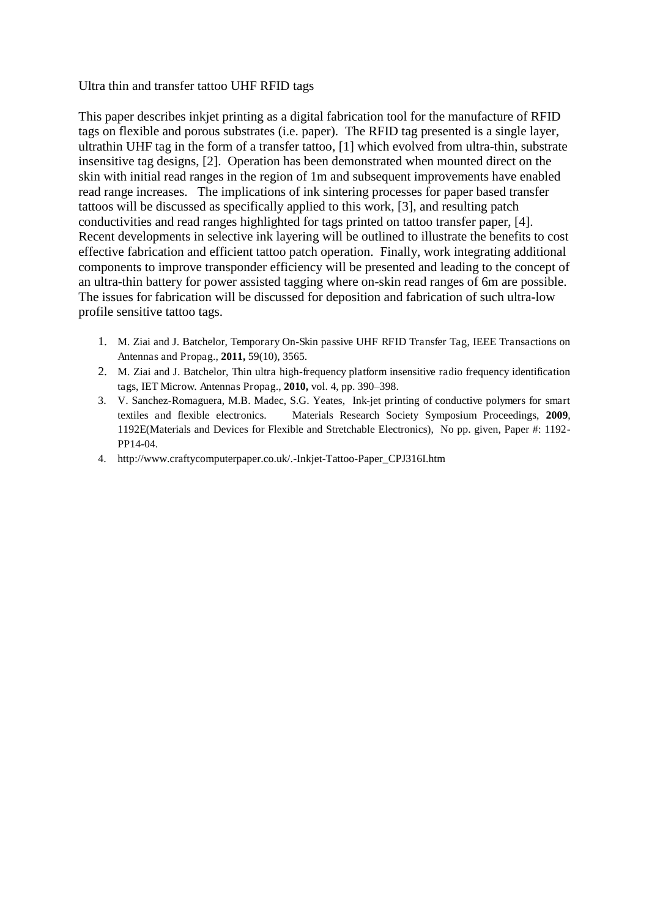# Ultra thin and transfer tattoo UHF RFID tags

This paper describes inkjet printing as a digital fabrication tool for the manufacture of RFID tags on flexible and porous substrates (i.e. paper). The RFID tag presented is a single layer, ultrathin UHF tag in the form of a transfer tattoo, [1] which evolved from ultra-thin, substrate insensitive tag designs, [2]. Operation has been demonstrated when mounted direct on the skin with initial read ranges in the region of 1m and subsequent improvements have enabled read range increases. The implications of ink sintering processes for paper based transfer tattoos will be discussed as specifically applied to this work, [3], and resulting patch conductivities and read ranges highlighted for tags printed on tattoo transfer paper, [4]. Recent developments in selective ink layering will be outlined to illustrate the benefits to cost effective fabrication and efficient tattoo patch operation. Finally, work integrating additional components to improve transponder efficiency will be presented and leading to the concept of an ultra-thin battery for power assisted tagging where on-skin read ranges of 6m are possible. The issues for fabrication will be discussed for deposition and fabrication of such ultra-low profile sensitive tattoo tags.

1. M. Ziai and J. Batchelor, Temporary On-Skin passive UHF RFID Transfer Tag, IEEE Transactions on Antennas and Propag., **2011,** 59(10), 3565.
2. M. Ziai and J. Batchelor, Thin ultra high-frequency platform insensitive radio frequency identification tags, IET Microw. Antennas Propag., **2010,** vol. 4, pp. 390–398.
3. V. Sanchez-Romaguera, M.B. Madec, S.G. Yeates, Ink-jet printing of conductive polymers for smart textiles and flexible electronics. Materials Research Society Symposium Proceedings, **2009**, 1192E(Materials and Devices for Flexible and Stretchable Electronics), No pp. given, Paper #: 1192-PP14-04.
4. http://www.craftycomputerpaper.co.uk/.-Inkjet-Tattoo-Paper_CPJ316I.htm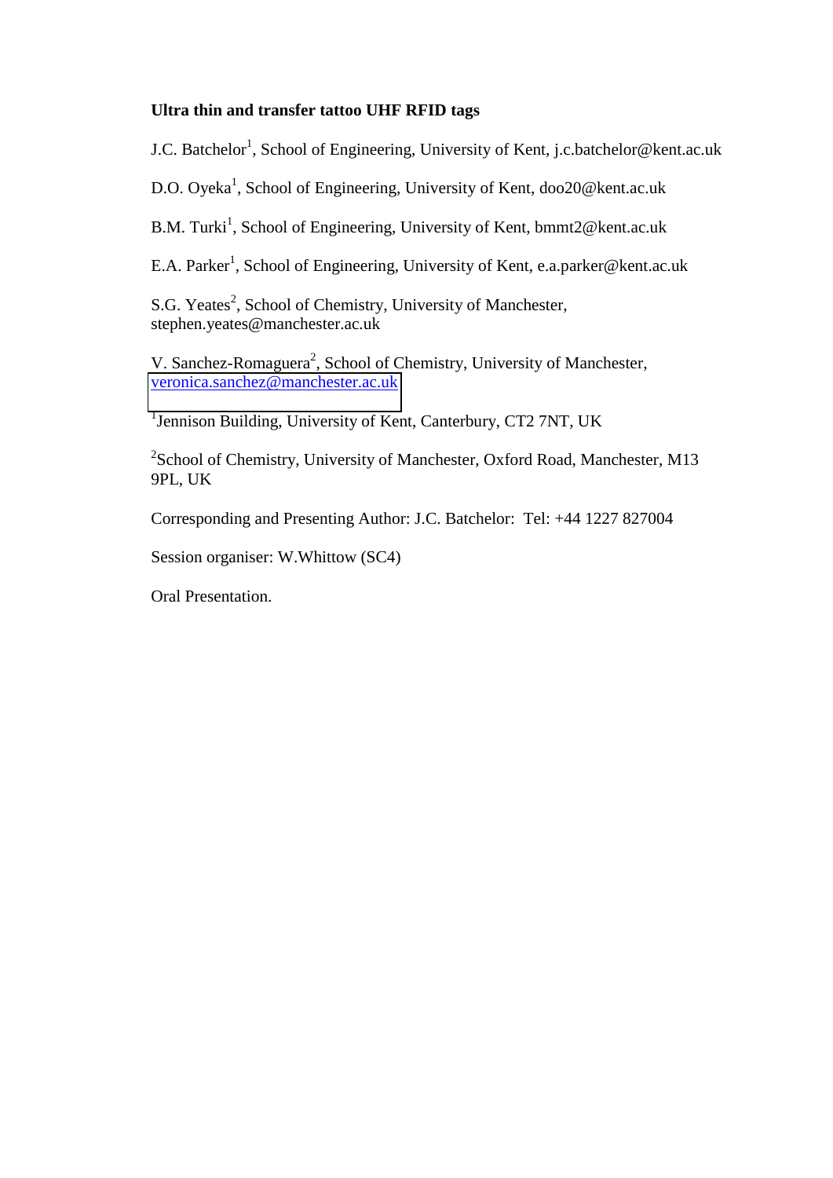**Ultra thin and transfer tattoo UHF RFID tags**

J.C. Batchelor[1], School of Engineering, University of Kent, j.c.batchelor@kent.ac.uk

D.O. Oyeka[1], School of Engineering, University of Kent, doo20@kent.ac.uk

B.M. Turki[1], School of Engineering, University of Kent, bmmt2@kent.ac.uk

E.A. Parker[1], School of Engineering, University of Kent, e.a.parker@kent.ac.uk

S.G. Yeates[2], School of Chemistry, University of Manchester, stephen.yeates@manchester.ac.uk

V. Sanchez-Romaguera[2], School of Chemistry, University of Manchester, veronica.sanchez@manchester.ac.uk

[1]Jennison Building, University of Kent, Canterbury, CT2 7NT, UK

[2]School of Chemistry, University of Manchester, Oxford Road, Manchester, M13 9PL, UK

Corresponding and Presenting Author: J.C. Batchelor: Tel: +44 1227 827004

Session organiser: W.Whittow (SC4)

Oral Presentation.